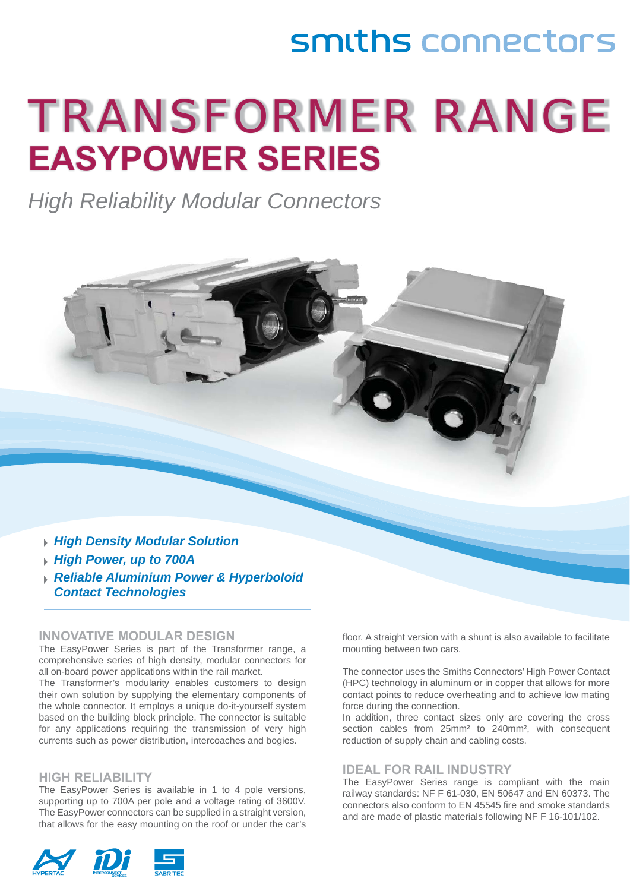smiths connectors

# TRANSFORMER RANGE

## EASYPOWER SERIES

*High Reliability Modular Connectors*

- ***High Density Modular Solution***
- ***High Power, up to 700A***
- ***Reliable Aluminium Power & Hyperboloid Contact Technologies***

### INNOVATIVE MODULAR DESIGN

The EasyPower Series is part of the Transformer range, a comprehensive series of high density, modular connectors for all on-board power applications within the rail market.

The Transformer's modularity enables customers to design their own solution by supplying the elementary components of the whole connector. It employs a unique do-it-yourself system based on the building block principle. The connector is suitable for any applications requiring the transmission of very high currents such as power distribution, intercoaches and bogies.

### HIGH RELIABILITY

The EasyPower Series is available in 1 to 4 pole versions, supporting up to 700A per pole and a voltage rating of 3600V. The EasyPower connectors can be supplied in a straight version, that allows for the easy mounting on the roof or under the car's floor. A straight version with a shunt is also available to facilitate mounting between two cars.

The connector uses the Smiths Connectors' High Power Contact (HPC) technology in aluminum or in copper that allows for more contact points to reduce overheating and to achieve low mating force during the connection.

In addition, three contact sizes only are covering the cross section cables from 25mm² to 240mm², with consequent reduction of supply chain and cabling costs.

### IDEAL FOR RAIL INDUSTRY

The EasyPower Series range is compliant with the main railway standards: NF F 61-030, EN 50647 and EN 60373. The connectors also conform to EN 45545 fire and smoke standards and are made of plastic materials following NF F 16-101/102.

HYPERTAC · IDI INTERCONNECT DEVICES · SABRITEC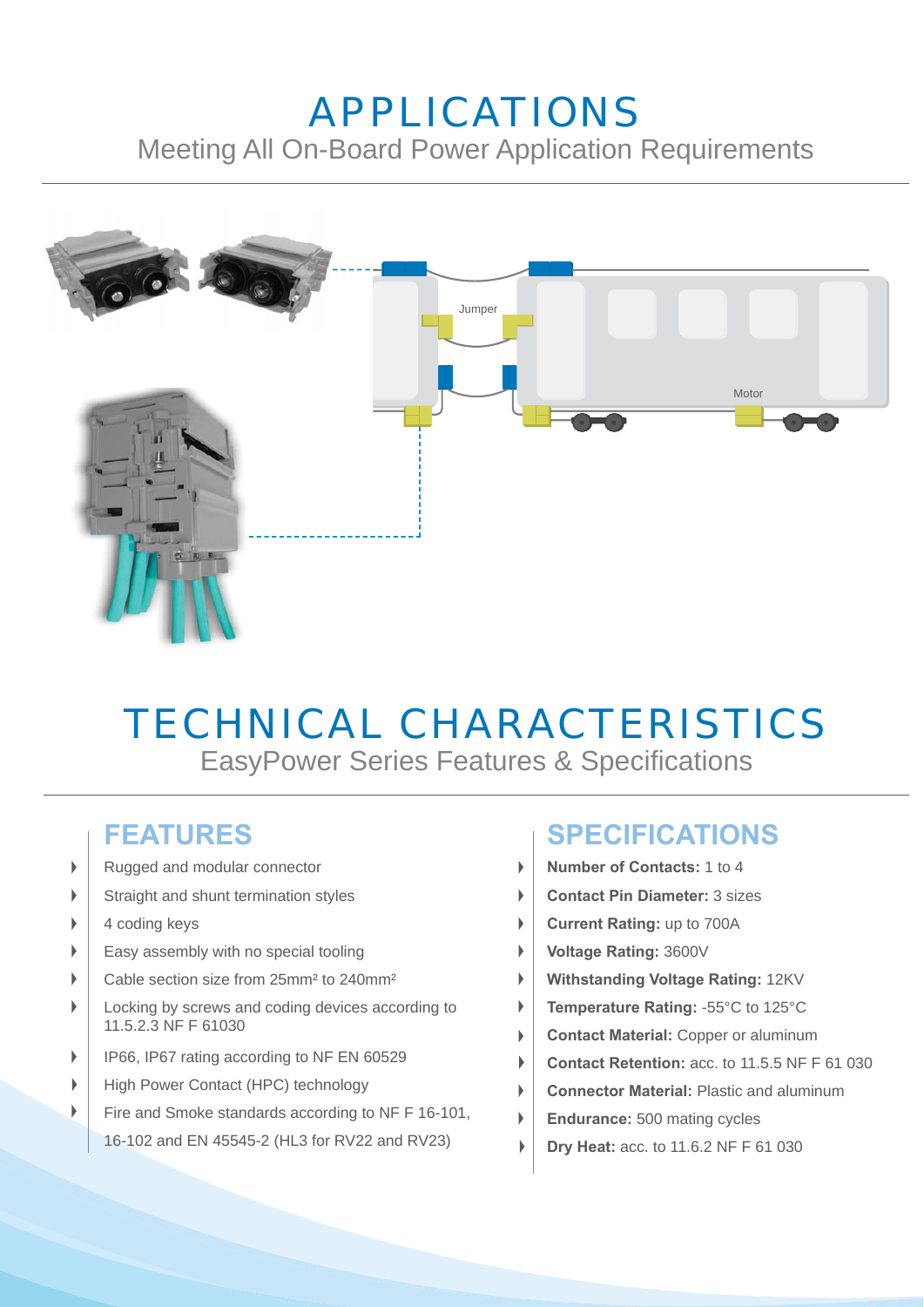# APPLICATIONS

Meeting All On-Board Power Application Requirements

Jumper

Motor

# TECHNICAL CHARACTERISTICS

EasyPower Series Features & Specifications

## FEATURES

- Rugged and modular connector
- Straight and shunt termination styles
- 4 coding keys
- Easy assembly with no special tooling
- Cable section size from 25mm² to 240mm²
- Locking by screws and coding devices according to 11.5.2.3 NF F 61030
- IP66, IP67 rating according to NF EN 60529
- High Power Contact (HPC) technology
- Fire and Smoke standards according to NF F 16-101, 16-102 and EN 45545-2 (HL3 for RV22 and RV23)

## SPECIFICATIONS

- **Number of Contacts:** 1 to 4
- **Contact Pin Diameter:** 3 sizes
- **Current Rating:** up to 700A
- **Voltage Rating:** 3600V
- **Withstanding Voltage Rating:** 12KV
- **Temperature Rating:** -55°C to 125°C
- **Contact Material:** Copper or aluminum
- **Contact Retention:** acc. to 11.5.5 NF F 61 030
- **Connector Material:** Plastic and aluminum
- **Endurance:** 500 mating cycles
- **Dry Heat:** acc. to 11.6.2 NF F 61 030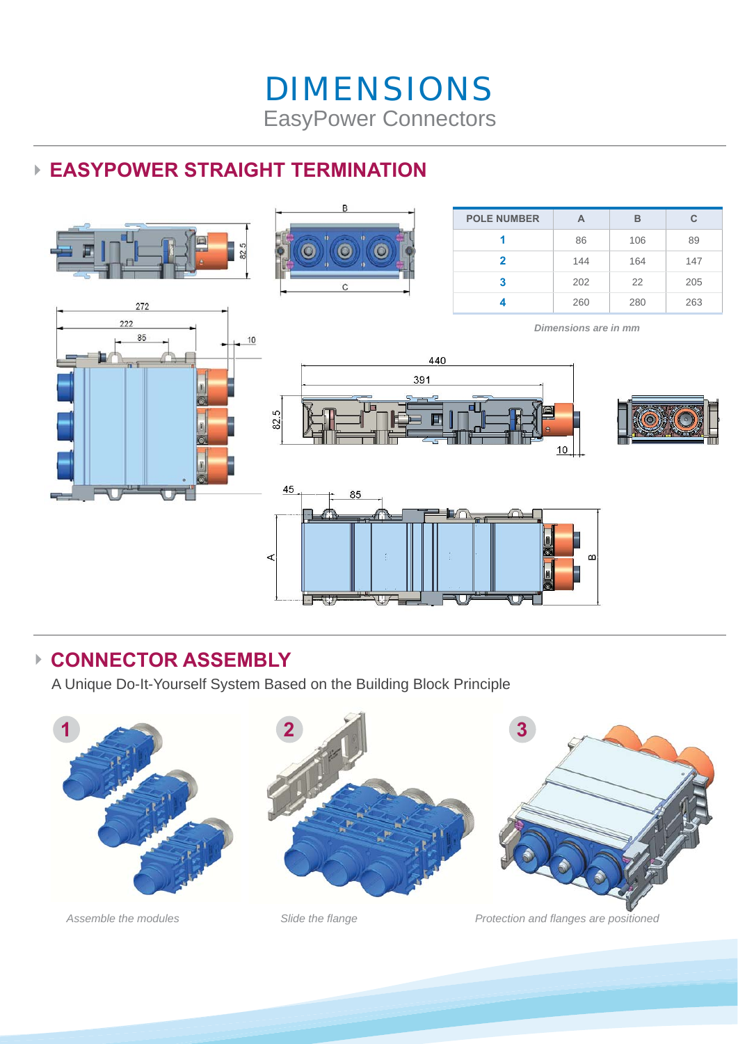# DIMENSIONS

EasyPower Connectors

## EASYPOWER STRAIGHT TERMINATION

| POLE NUMBER | A | B | C |
|---|---|---|---|
| 1 | 86 | 106 | 89 |
| 2 | 144 | 164 | 147 |
| 3 | 202 | 22 | 205 |
| 4 | 260 | 280 | 263 |

*Dimensions are in mm*

## CONNECTOR ASSEMBLY

A Unique Do-It-Yourself System Based on the Building Block Principle

1. *Assemble the modules*
2. *Slide the flange*
3. *Protection and flanges are positioned*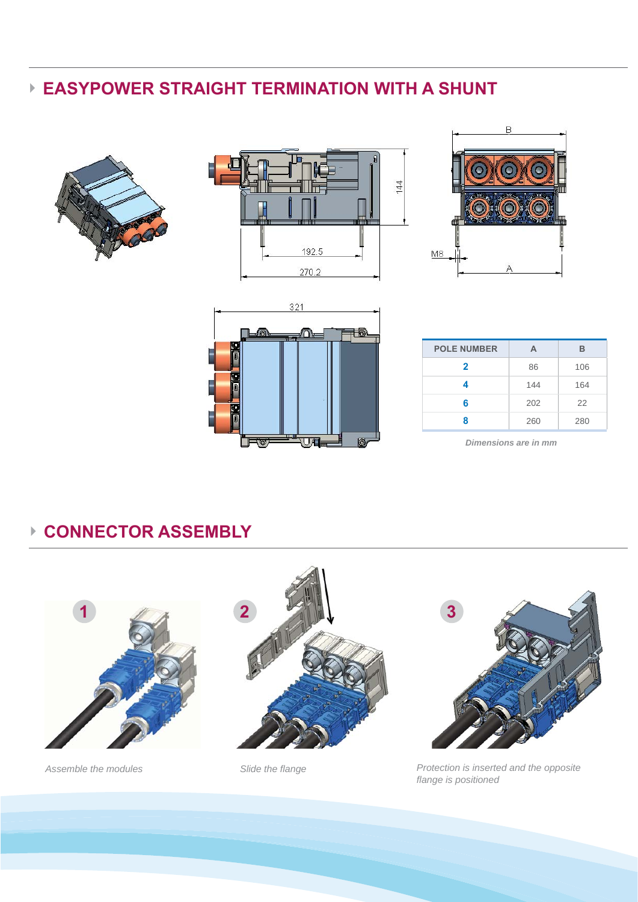## EASYPOWER STRAIGHT TERMINATION WITH A SHUNT

| POLE NUMBER | A | B |
|---|---|---|
| 2 | 86 | 106 |
| 4 | 144 | 164 |
| 6 | 202 | 22 |
| 8 | 260 | 280 |

*Dimensions are in mm*

## CONNECTOR ASSEMBLY

1. *Assemble the modules*
2. *Slide the flange*
3. *Protection is inserted and the opposite flange is positioned*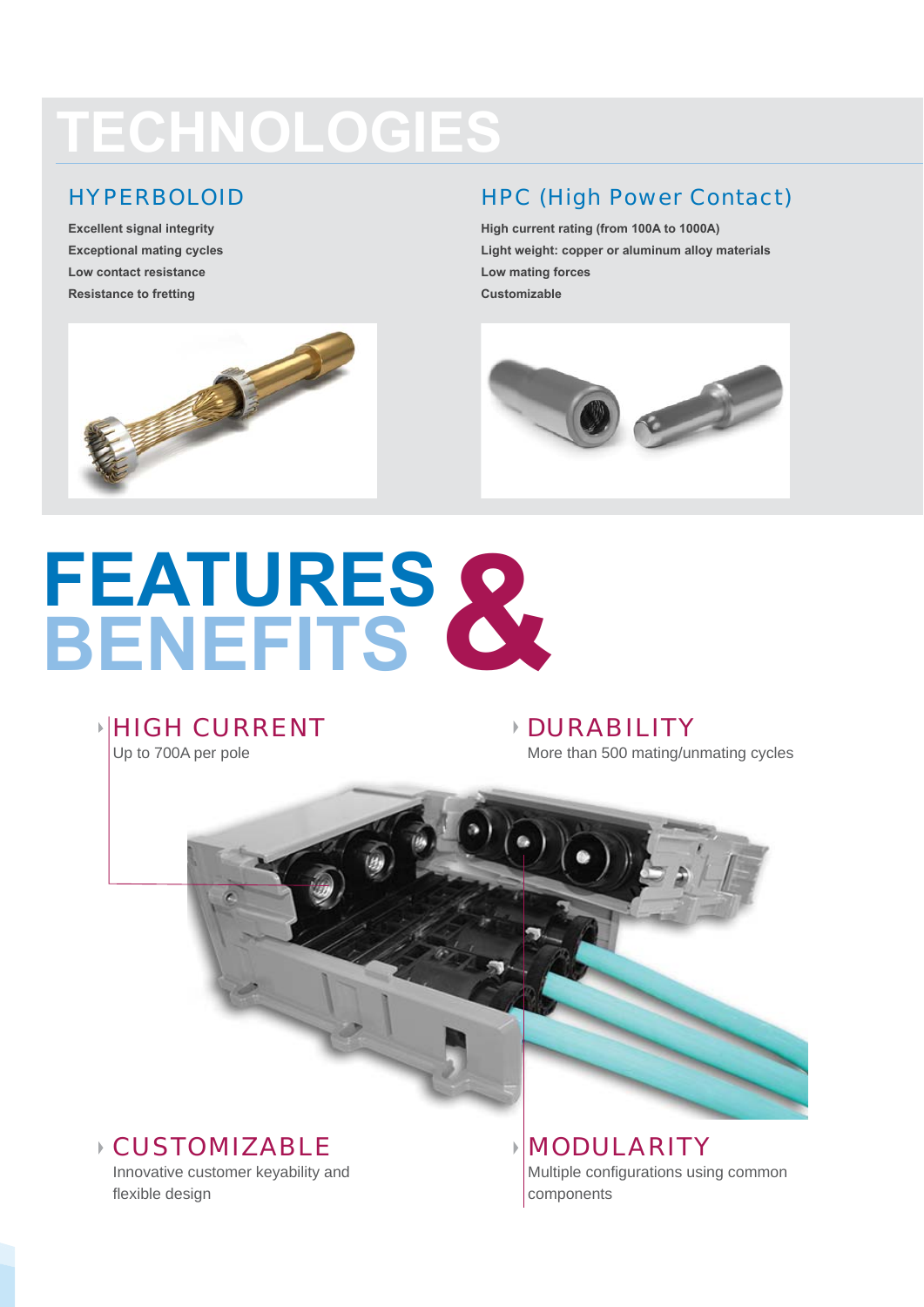# TECHNOLOGIES

## HYPERBOLOID

**Excellent signal integrity**
**Exceptional mating cycles**
**Low contact resistance**
**Resistance to fretting**

## HPC (High Power Contact)

**High current rating (from 100A to 1000A)**
**Light weight: copper or aluminum alloy materials**
**Low mating forces**
**Customizable**

# FEATURES & BENEFITS

### HIGH CURRENT

Up to 700A per pole

### DURABILITY

More than 500 mating/unmating cycles

### CUSTOMIZABLE

Innovative customer keyability and flexible design

### MODULARITY

Multiple configurations using common components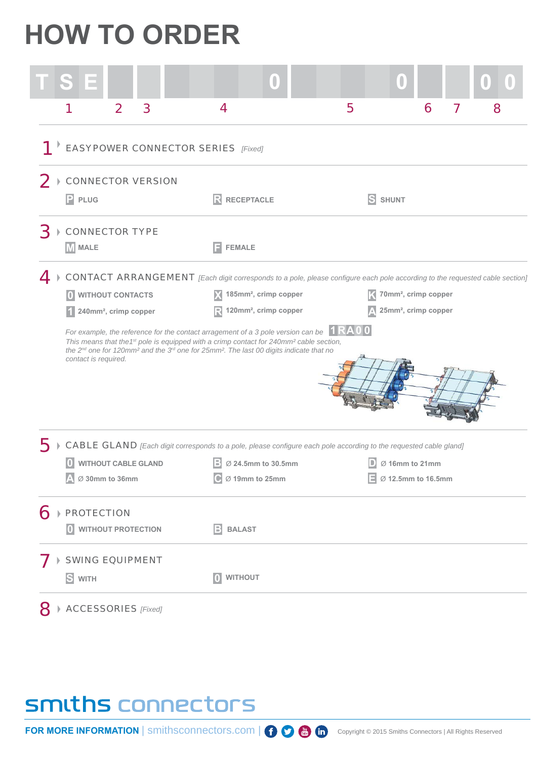# HOW TO ORDER

| T | S | E | | | | | | | | 0 | | | | | 0 | | | 0 | 0 |
|---|---|---|---|---|---|---|---|---|---|---|---|---|---|---|---|---|---|---|---|
| | 1 | | 2 | 3 | | | 4 | | | | | | 5 | | | 6 | 7 | 8 | |

## 1 EASYPOWER CONNECTOR SERIES *[Fixed]*

## 2 CONNECTOR VERSION

- **P** PLUG
- **R** RECEPTACLE
- **S** SHUNT

## 3 CONNECTOR TYPE

- **M** MALE
- **F** FEMALE

## 4 CONTACT ARRANGEMENT *[Each digit corresponds to a pole, please configure each pole according to the requested cable section]*

- **0** WITHOUT CONTACTS
- **X** 185mm², crimp copper
- **K** 70mm², crimp copper
- **1** 240mm², crimp copper
- **R** 120mm², crimp copper
- **A** 25mm², crimp copper

*For example, the reference for the contact arragement of a 3 pole version can be* **1RA00**. *This means that the1st pole is equipped with a crimp contact for 240mm² cable section, the 2nd one for 120mm² and the 3rd one for 25mm². The last 00 digits indicate that no contact is required.*

## 5 CABLE GLAND *[Each digit corresponds to a pole, please configure each pole according to the requested cable gland]*

- **0** WITHOUT CABLE GLAND
- **B** Ø 24.5mm to 30.5mm
- **D** Ø 16mm to 21mm
- **A** Ø 30mm to 36mm
- **C** Ø 19mm to 25mm
- **E** Ø 12.5mm to 16.5mm

## 6 PROTECTION

- **0** WITHOUT PROTECTION
- **B** BALAST

## 7 SWING EQUIPMENT

- **S** WITH
- **0** WITHOUT

## 8 ACCESSORIES *[Fixed]*

smiths connectors

**FOR MORE INFORMATION** | smithsconnectors.com |

Copyright © 2015 Smiths Connectors | All Rights Reserved